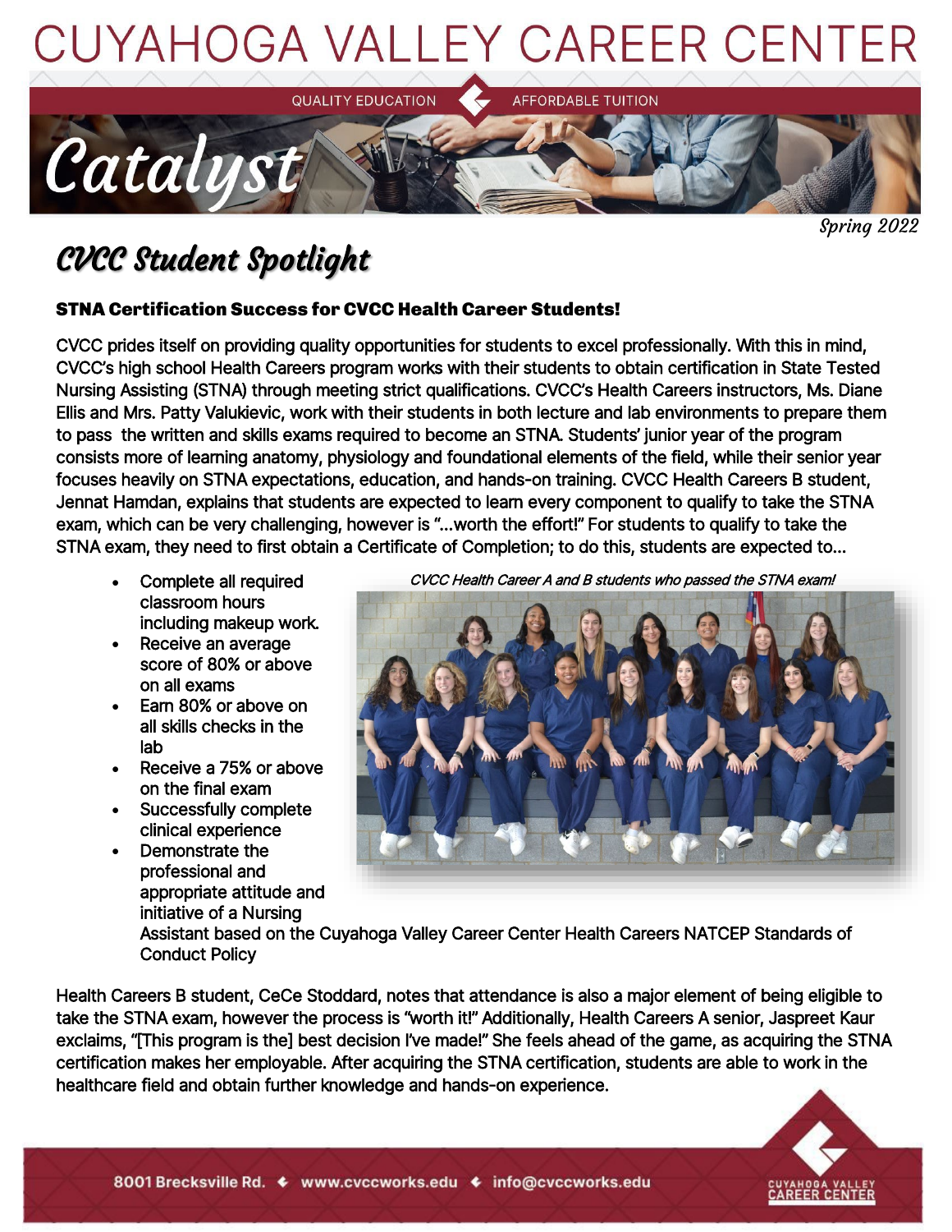# CUYAHOGA VALLEY CAREER CENTER

QUALITY EDUCATION | AFFORDABLE TUITION

# Catalyst

*Spring 2022*

## *CVCC Student Spotlight*

### STNA Certification Success for CVCC Health Career Students!

CVCC prides itself on providing quality opportunities for students to excel professionally. With this in mind, CVCC's high school Health Careers program works with their students to obtain certification in State Tested Nursing Assisting (STNA) through meeting strict qualifications. CVCC's Health Careers instructors, Ms. Diane Ellis and Mrs. Patty Valukievic, work with their students in both lecture and lab environments to prepare them to pass the written and skills exams required to become an STNA. Students' junior year of the program consists more of learning anatomy, physiology and foundational elements of the field, while their senior year focuses heavily on STNA expectations, education, and hands-on training. CVCC Health Careers B student, Jennat Hamdan, explains that students are expected to learn every component to qualify to take the STNA exam, which can be very challenging, however is "...worth the effort!" For students to qualify to take the STNA exam, they need to first obtain a Certificate of Completion; to do this, students are expected to...

- Complete all required classroom hours including makeup work.
- Receive an average score of 80% or above on all exams
- Earn 80% or above on all skills checks in the lab
- Receive a 75% or above on the final exam
- Successfully complete clinical experience
- Demonstrate the professional and appropriate attitude and initiative of a Nursing Assistant based on the Cuyahoga Valley Career Center Health Careers NATCEP Standards of Conduct Policy

*CVCC Health Career A and B students who passed the STNA exam!*

Health Careers B student, CeCe Stoddard, notes that attendance is also a major element of being eligible to take the STNA exam, however the process is "worth it!" Additionally, Health Careers A senior, Jaspreet Kaur exclaims, "[This program is the] best decision I've made!" She feels ahead of the game, as acquiring the STNA certification makes her employable. After acquiring the STNA certification, students are able to work in the healthcare field and obtain further knowledge and hands-on experience.

8001 Brecksville Rd. ◆ www.cvccworks.edu ◆ info@cvccworks.edu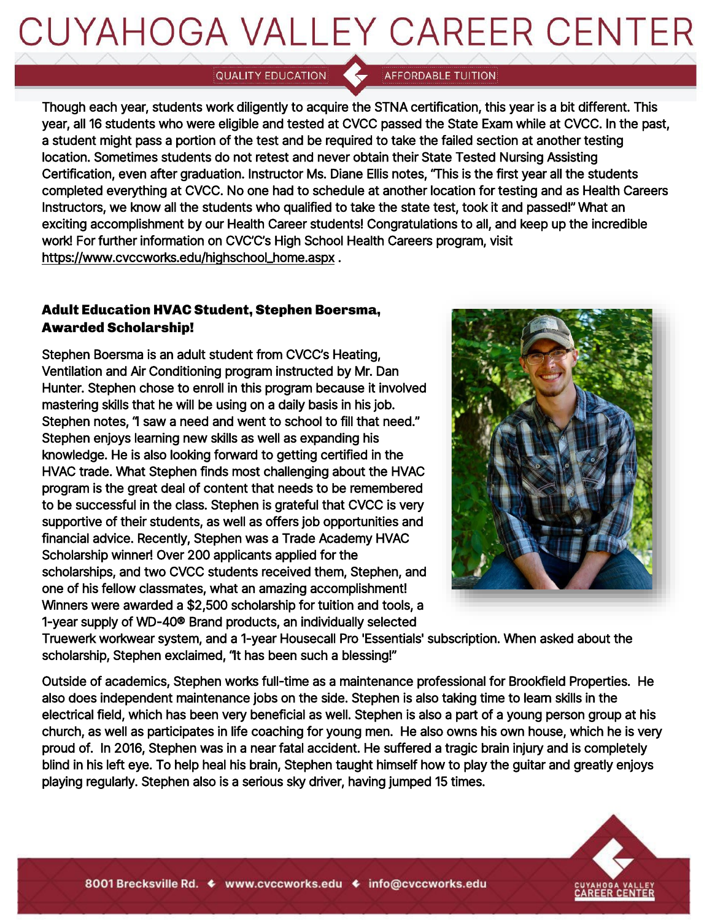Though each year, students work diligently to acquire the STNA certification, this year is a bit different. This year, all 16 students who were eligible and tested at CVCC passed the State Exam while at CVCC. In the past, a student might pass a portion of the test and be required to take the failed section at another testing location. Sometimes students do not retest and never obtain their State Tested Nursing Assisting Certification, even after graduation. Instructor Ms. Diane Ellis notes, "This is the first year all the students completed everything at CVCC. No one had to schedule at another location for testing and as Health Careers Instructors, we know all the students who qualified to take the state test, took it and passed!" What an exciting accomplishment by our Health Career students! Congratulations to all, and keep up the incredible work! For further information on CVC'C's High School Health Careers program, visit https://www.cvccworks.edu/highschool_home.aspx .

**Adult Education HVAC Student, Stephen Boersma, Awarded Scholarship!**

Stephen Boersma is an adult student from CVCC's Heating, Ventilation and Air Conditioning program instructed by Mr. Dan Hunter. Stephen chose to enroll in this program because it involved mastering skills that he will be using on a daily basis in his job. Stephen notes, "I saw a need and went to school to fill that need." Stephen enjoys learning new skills as well as expanding his knowledge. He is also looking forward to getting certified in the HVAC trade. What Stephen finds most challenging about the HVAC program is the great deal of content that needs to be remembered to be successful in the class. Stephen is grateful that CVCC is very supportive of their students, as well as offers job opportunities and financial advice. Recently, Stephen was a Trade Academy HVAC Scholarship winner! Over 200 applicants applied for the scholarships, and two CVCC students received them, Stephen, and one of his fellow classmates, what an amazing accomplishment! Winners were awarded a $2,500 scholarship for tuition and tools, a 1-year supply of WD-40® Brand products, an individually selected Truewerk workwear system, and a 1-year Housecall Pro 'Essentials' subscription. When asked about the scholarship, Stephen exclaimed, "It has been such a blessing!"

Outside of academics, Stephen works full-time as a maintenance professional for Brookfield Properties. He also does independent maintenance jobs on the side. Stephen is also taking time to learn skills in the electrical field, which has been very beneficial as well. Stephen is also a part of a young person group at his church, as well as participates in life coaching for young men. He also owns his own house, which he is very proud of. In 2016, Stephen was in a near fatal accident. He suffered a tragic brain injury and is completely blind in his left eye. To help heal his brain, Stephen taught himself how to play the guitar and greatly enjoys playing regularly. Stephen also is a serious sky driver, having jumped 15 times.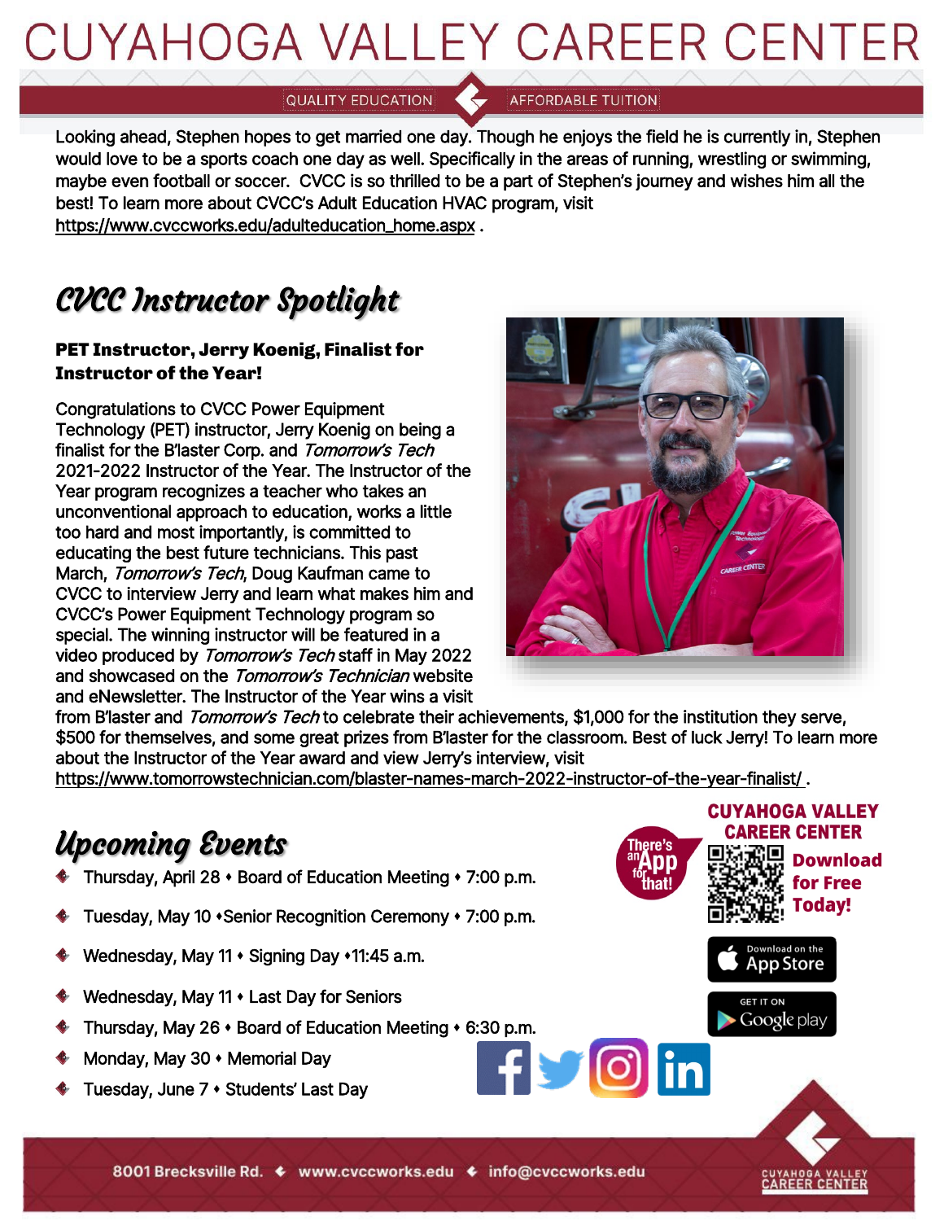Looking ahead, Stephen hopes to get married one day. Though he enjoys the field he is currently in, Stephen would love to be a sports coach one day as well. Specifically in the areas of running, wrestling or swimming, maybe even football or soccer. CVCC is so thrilled to be a part of Stephen's journey and wishes him all the best! To learn more about CVCC's Adult Education HVAC program, visit https://www.cvccworks.edu/adulteducation_home.aspx .

## CVCC Instructor Spotlight

**PET Instructor, Jerry Koenig, Finalist for Instructor of the Year!**

Congratulations to CVCC Power Equipment Technology (PET) instructor, Jerry Koenig on being a finalist for the B'laster Corp. and *Tomorrow's Tech* 2021-2022 Instructor of the Year. The Instructor of the Year program recognizes a teacher who takes an unconventional approach to education, works a little too hard and most importantly, is committed to educating the best future technicians. This past March, *Tomorrow's Tech*, Doug Kaufman came to CVCC to interview Jerry and learn what makes him and CVCC's Power Equipment Technology program so special. The winning instructor will be featured in a video produced by *Tomorrow's Tech* staff in May 2022 and showcased on the *Tomorrow's Technician* website and eNewsletter. The Instructor of the Year wins a visit from B'laster and *Tomorrow's Tech* to celebrate their achievements, $1,000 for the institution they serve, $500 for themselves, and some great prizes from B'laster for the classroom. Best of luck Jerry! To learn more about the Instructor of the Year award and view Jerry's interview, visit https://www.tomorrowstechnician.com/blaster-names-march-2022-instructor-of-the-year-finalist/ .

## Upcoming Events

- Thursday, April 28 • Board of Education Meeting • 7:00 p.m.
- Tuesday, May 10 • Senior Recognition Ceremony • 7:00 p.m.
- Wednesday, May 11 • Signing Day • 11:45 a.m.
- Wednesday, May 11 • Last Day for Seniors
- Thursday, May 26 • Board of Education Meeting • 6:30 p.m.
- Monday, May 30 • Memorial Day
- Tuesday, June 7 • Students' Last Day

There's an App for that!

CUYAHOGA VALLEY CAREER CENTER

**Download for Free Today!**

Download on the App Store

GET IT ON Google play

8001 Brecksville Rd. • www.cvccworks.edu • info@cvccworks.edu